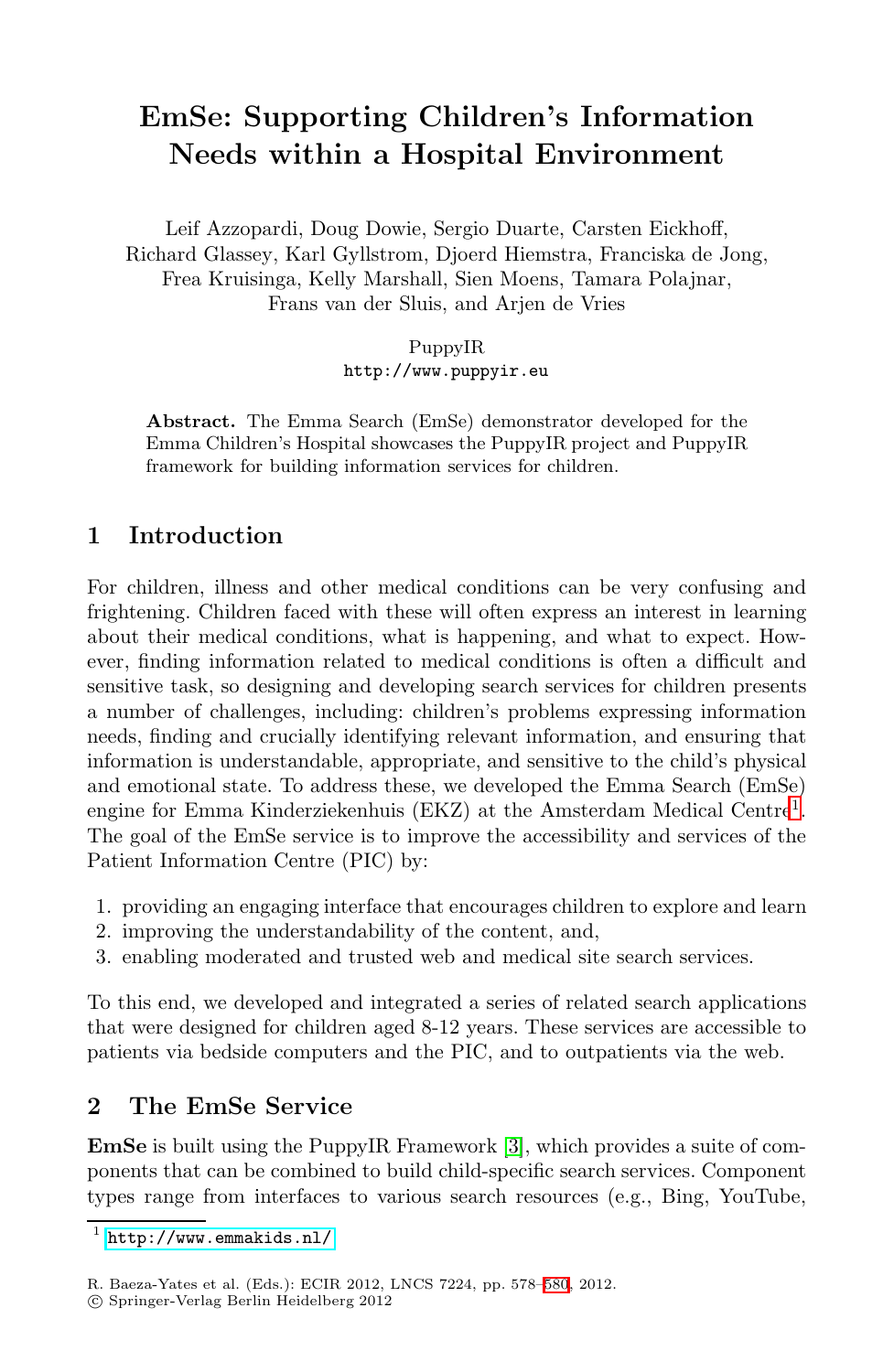# EmSe: Supporting Children's Information Needs within a Hospital Environment

Leif Azzopardi, Doug Dowie, Sergio Duarte, Carsten Eickhoff, Richard Glassey, Karl Gyllstrom, Djoerd Hiemstra, Franciska de Jong, Frea Kruisinga, Kelly Marshall, Sien Moens, Tamara Polajnar, Frans van der Sluis, and Arjen de Vries

PuppyIR
http://www.puppyir.eu

**Abstract.** The Emma Search (EmSe) demonstrator developed for the Emma Children's Hospital showcases the PuppyIR project and PuppyIR framework for building information services for children.

## 1 Introduction

For children, illness and other medical conditions can be very confusing and frightening. Children faced with these will often express an interest in learning about their medical conditions, what is happening, and what to expect. However, finding information related to medical conditions is often a difficult and sensitive task, so designing and developing search services for children presents a number of challenges, including: children's problems expressing information needs, finding and crucially identifying relevant information, and ensuring that information is understandable, appropriate, and sensitive to the child's physical and emotional state. To address these, we developed the Emma Search (EmSe) engine for Emma Kinderziekenhuis (EKZ) at the Amsterdam Medical Centre[1]. The goal of the EmSe service is to improve the accessibility and services of the Patient Information Centre (PIC) by:

1. providing an engaging interface that encourages children to explore and learn
2. improving the understandability of the content, and,
3. enabling moderated and trusted web and medical site search services.

To this end, we developed and integrated a series of related search applications that were designed for children aged 8-12 years. These services are accessible to patients via bedside computers and the PIC, and to outpatients via the web.

## 2 The EmSe Service

**EmSe** is built using the PuppyIR Framework [3], which provides a suite of components that can be combined to build child-specific search services. Component types range from interfaces to various search resources (e.g., Bing, YouTube,

[1] http://www.emmakids.nl/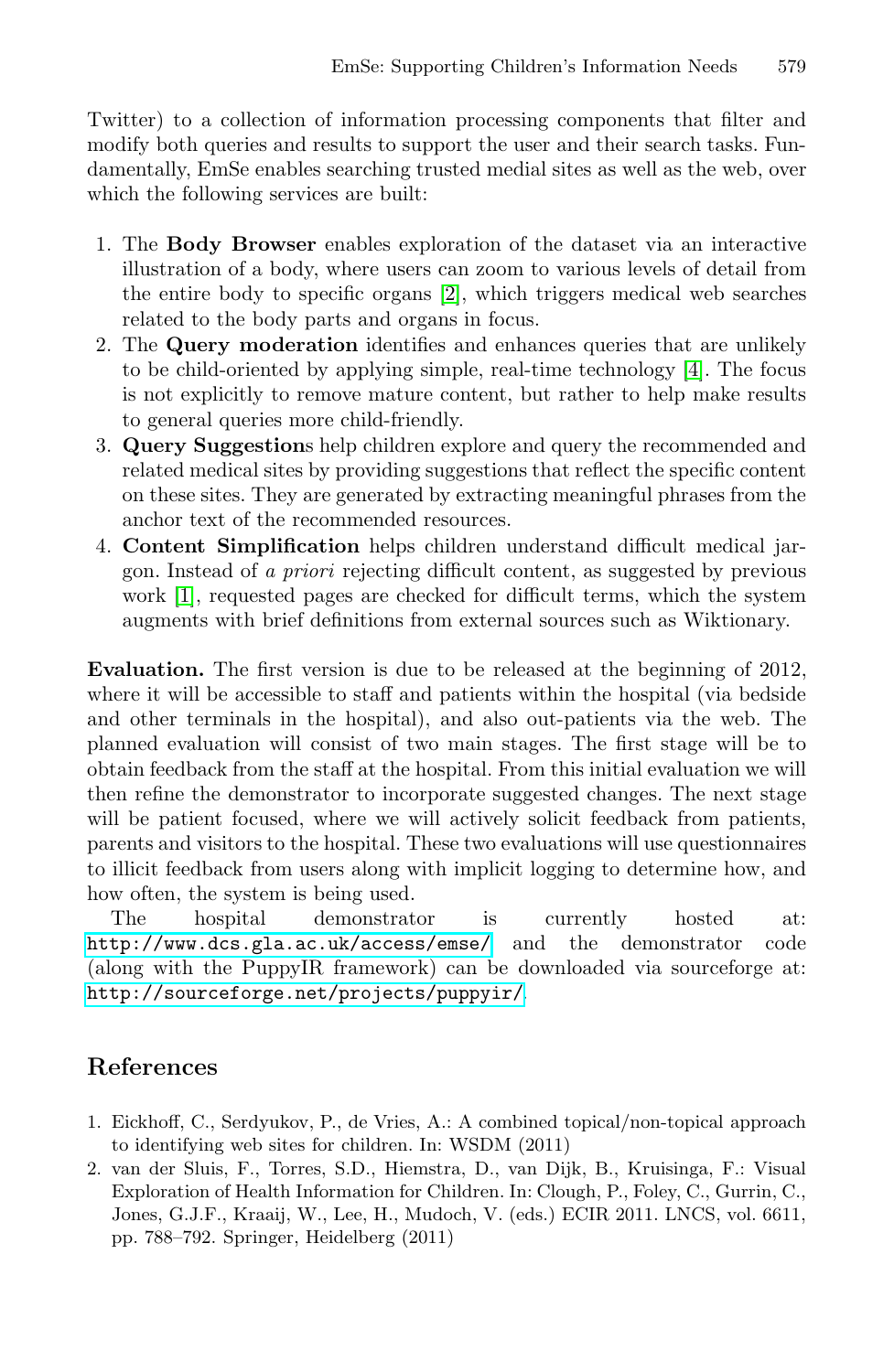Twitter) to a collection of information processing components that filter and modify both queries and results to support the user and their search tasks. Fundamentally, EmSe enables searching trusted medial sites as well as the web, over which the following services are built:

1. The **Body Browser** enables exploration of the dataset via an interactive illustration of a body, where users can zoom to various levels of detail from the entire body to specific organs [2], which triggers medical web searches related to the body parts and organs in focus.
2. The **Query moderation** identifies and enhances queries that are unlikely to be child-oriented by applying simple, real-time technology [4]. The focus is not explicitly to remove mature content, but rather to help make results to general queries more child-friendly.
3. **Query Suggestion**s help children explore and query the recommended and related medical sites by providing suggestions that reflect the specific content on these sites. They are generated by extracting meaningful phrases from the anchor text of the recommended resources.
4. **Content Simplification** helps children understand difficult medical jargon. Instead of *a priori* rejecting difficult content, as suggested by previous work [1], requested pages are checked for difficult terms, which the system augments with brief definitions from external sources such as Wiktionary.

**Evaluation.** The first version is due to be released at the beginning of 2012, where it will be accessible to staff and patients within the hospital (via bedside and other terminals in the hospital), and also out-patients via the web. The planned evaluation will consist of two main stages. The first stage will be to obtain feedback from the staff at the hospital. From this initial evaluation we will then refine the demonstrator to incorporate suggested changes. The next stage will be patient focused, where we will actively solicit feedback from patients, parents and visitors to the hospital. These two evaluations will use questionnaires to illicit feedback from users along with implicit logging to determine how, and how often, the system is being used.

The hospital demonstrator is currently hosted at: http://www.dcs.gla.ac.uk/access/emse/ and the demonstrator code (along with the PuppyIR framework) can be downloaded via sourceforge at: http://sourceforge.net/projects/puppyir/.

## References

1. Eickhoff, C., Serdyukov, P., de Vries, A.: A combined topical/non-topical approach to identifying web sites for children. In: WSDM (2011)
2. van der Sluis, F., Torres, S.D., Hiemstra, D., van Dijk, B., Kruisinga, F.: Visual Exploration of Health Information for Children. In: Clough, P., Foley, C., Gurrin, C., Jones, G.J.F., Kraaij, W., Lee, H., Mudoch, V. (eds.) ECIR 2011. LNCS, vol. 6611, pp. 788–792. Springer, Heidelberg (2011)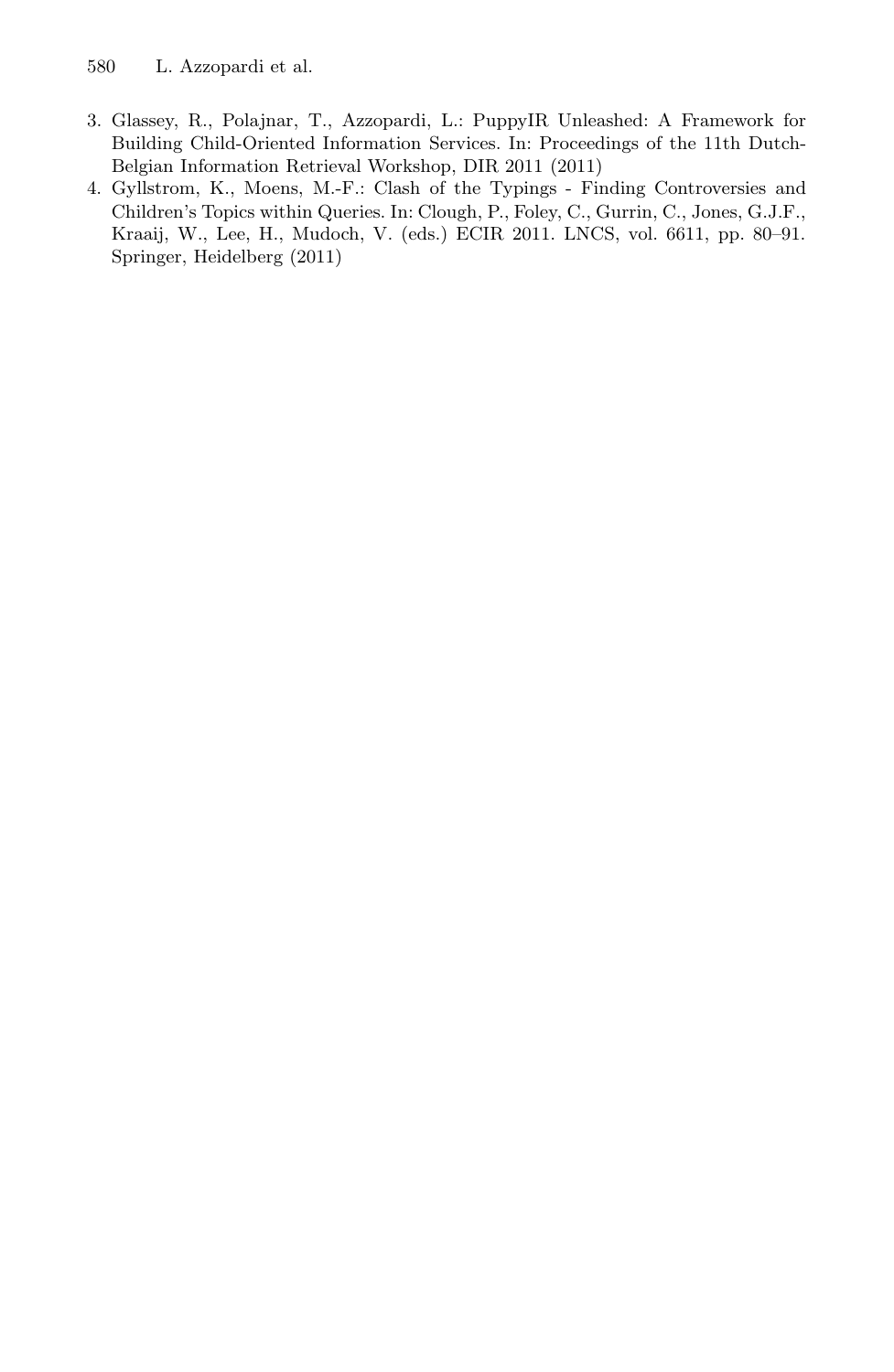3. Glassey, R., Polajnar, T., Azzopardi, L.: PuppyIR Unleashed: A Framework for Building Child-Oriented Information Services. In: Proceedings of the 11th Dutch-Belgian Information Retrieval Workshop, DIR 2011 (2011)
4. Gyllstrom, K., Moens, M.-F.: Clash of the Typings - Finding Controversies and Children's Topics within Queries. In: Clough, P., Foley, C., Gurrin, C., Jones, G.J.F., Kraaij, W., Lee, H., Mudoch, V. (eds.) ECIR 2011. LNCS, vol. 6611, pp. 80–91. Springer, Heidelberg (2011)